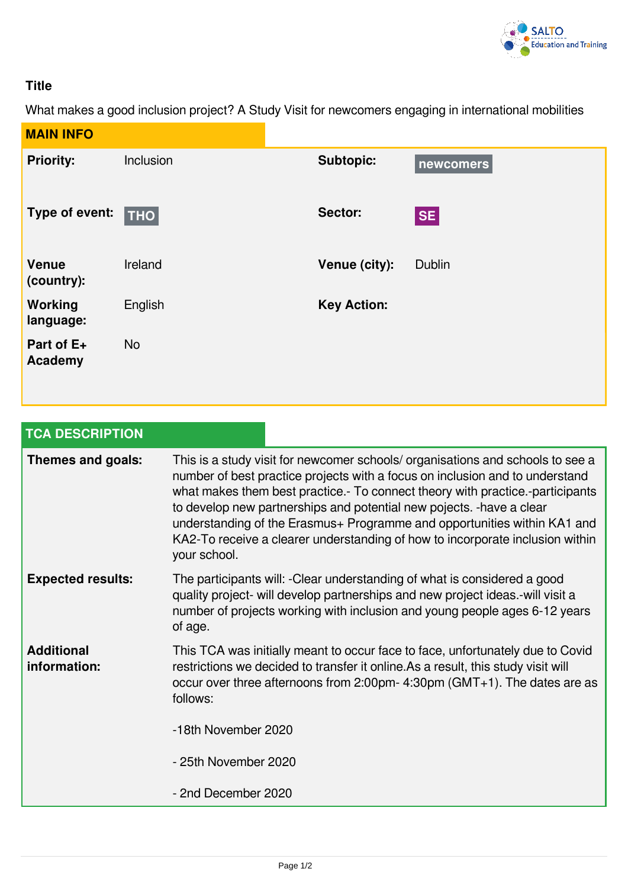**Title**

What makes a good inclusion project? A Study Visit for newcomers engaging in international mobilities

## MAIN INFO

| | | | |
|---|---|---|---|
| **Priority:** | Inclusion | **Subtopic:** | newcomers |
| **Type of event:** | THO | **Sector:** | SE |
| **Venue (country):** | Ireland | **Venue (city):** | Dublin |
| **Working language:** | English | **Key Action:** | |
| **Part of E+ Academy** | No | | |

## TCA DESCRIPTION

| | |
|---|---|
| **Themes and goals:** | This is a study visit for newcomer schools/ organisations and schools to see a number of best practice projects with a focus on inclusion and to understand what makes them best practice.- To connect theory with practice.-participants to develop new partnerships and potential new pojects. -have a clear understanding of the Erasmus+ Programme and opportunities within KA1 and KA2-To receive a clearer understanding of how to incorporate inclusion within your school. |
| **Expected results:** | The participants will: -Clear understanding of what is considered a good quality project- will develop partnerships and new project ideas.-will visit a number of projects working with inclusion and young people ages 6-12 years of age. |
| **Additional information:** | This TCA was initially meant to occur face to face, unfortunately due to Covid restrictions we decided to transfer it online.As a result, this study visit will occur over three afternoons from 2:00pm- 4:30pm (GMT+1). The dates are as follows:<br><br>-18th November 2020<br><br>- 25th November 2020<br><br>- 2nd December 2020 |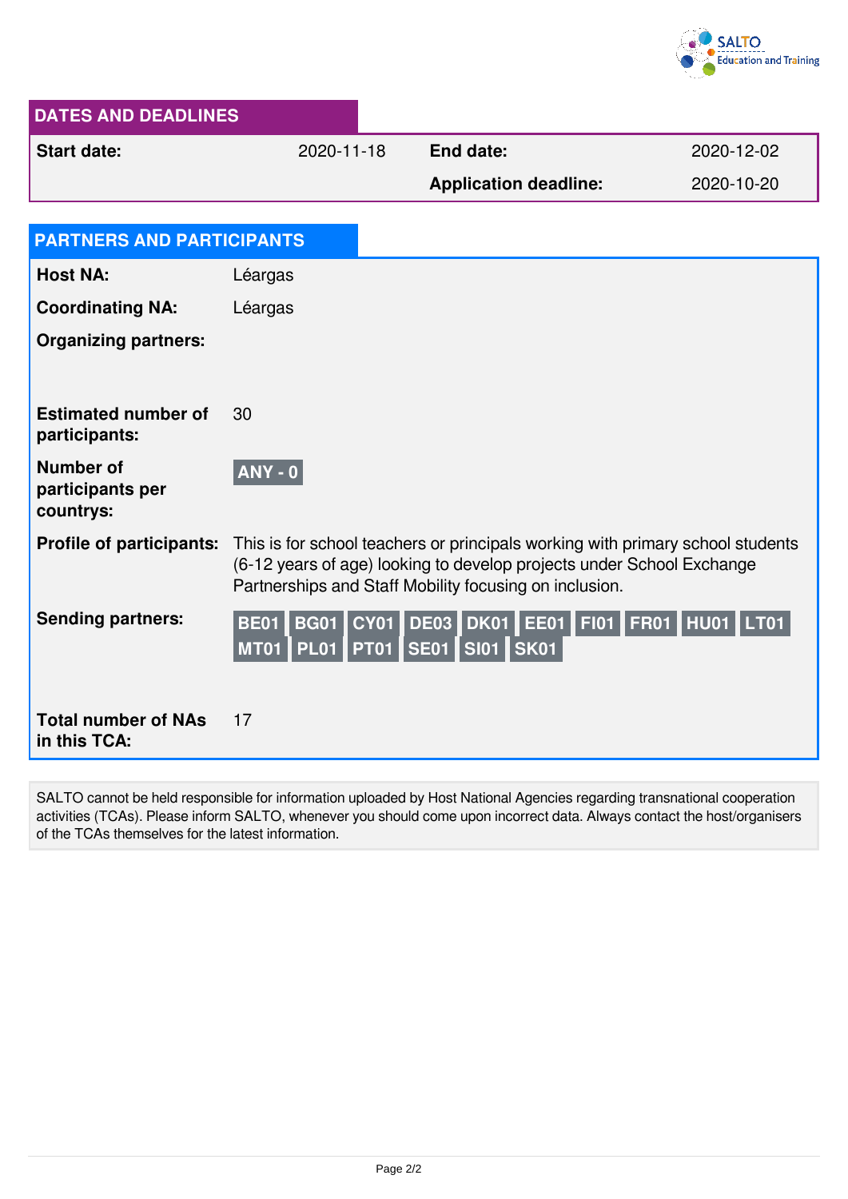## DATES AND DEADLINES

| | | | |
|---|---|---|---|
| **Start date:** | 2020-11-18 | **End date:** | 2020-12-02 |
| | | **Application deadline:** | 2020-10-20 |

## PARTNERS AND PARTICIPANTS

| | |
|---|---|
| **Host NA:** | Léargas |
| **Coordinating NA:** | Léargas |
| **Organizing partners:** | |
| **Estimated number of participants:** | 30 |
| **Number of participants per countrys:** | ANY - 0 |
| **Profile of participants:** | This is for school teachers or principals working with primary school students (6-12 years of age) looking to develop projects under School Exchange Partnerships and Staff Mobility focusing on inclusion. |
| **Sending partners:** | BE01 BG01 CY01 DE03 DK01 EE01 FI01 FR01 HU01 LT01 MT01 PL01 PT01 SE01 SI01 SK01 |
| **Total number of NAs in this TCA:** | 17 |

SALTO cannot be held responsible for information uploaded by Host National Agencies regarding transnational cooperation activities (TCAs). Please inform SALTO, whenever you should come upon incorrect data. Always contact the host/organisers of the TCAs themselves for the latest information.